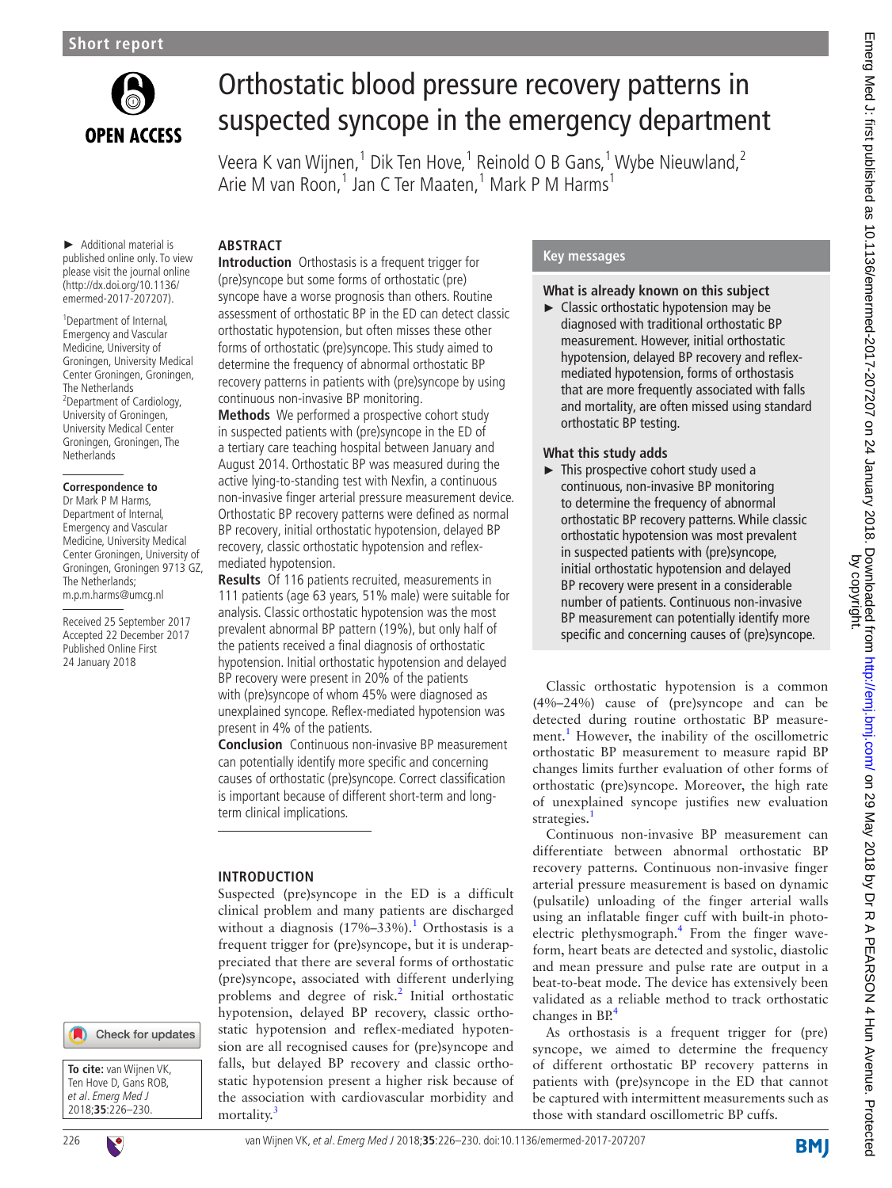Short report

# Orthostatic blood pressure recovery patterns in suspected syncope in the emergency department

Veera K van Wijnen,[1] Dik Ten Hove,[1] Reinold O B Gans,[1] Wybe Nieuwland,[2] Arie M van Roon,[1] Jan C Ter Maaten,[1] Mark P M Harms[1]

► Additional material is published online only. To view please visit the journal online (http://dx.doi.org/10.1136/emermed-2017-207207).

[1]Department of Internal, Emergency and Vascular Medicine, University of Groningen, University Medical Center Groningen, Groningen, The Netherlands
[2]Department of Cardiology, University of Groningen, University Medical Center Groningen, Groningen, The Netherlands

**Correspondence to**
Dr Mark P M Harms, Department of Internal, Emergency and Vascular Medicine, University Medical Center Groningen, University of Groningen, Groningen 9713 GZ, The Netherlands; m.p.m.harms@umcg.nl

Received 25 September 2017
Accepted 22 December 2017
Published Online First 24 January 2018

## ABSTRACT

**Introduction** Orthostasis is a frequent trigger for (pre)syncope but some forms of orthostatic (pre) syncope have a worse prognosis than others. Routine assessment of orthostatic BP in the ED can detect classic orthostatic hypotension, but often misses these other forms of orthostatic (pre)syncope. This study aimed to determine the frequency of abnormal orthostatic BP recovery patterns in patients with (pre)syncope by using continuous non-invasive BP monitoring.

**Methods** We performed a prospective cohort study in suspected patients with (pre)syncope in the ED of a tertiary care teaching hospital between January and August 2014. Orthostatic BP was measured during the active lying-to-standing test with Nexfin, a continuous non-invasive finger arterial pressure measurement device. Orthostatic BP recovery patterns were defined as normal BP recovery, initial orthostatic hypotension, delayed BP recovery, classic orthostatic hypotension and reflex-mediated hypotension.

**Results** Of 116 patients recruited, measurements in 111 patients (age 63 years, 51% male) were suitable for analysis. Classic orthostatic hypotension was the most prevalent abnormal BP pattern (19%), but only half of the patients received a final diagnosis of orthostatic hypotension. Initial orthostatic hypotension and delayed BP recovery were present in 20% of the patients with (pre)syncope of whom 45% were diagnosed as unexplained syncope. Reflex-mediated hypotension was present in 4% of the patients.

**Conclusion** Continuous non-invasive BP measurement can potentially identify more specific and concerning causes of orthostatic (pre)syncope. Correct classification is important because of different short-term and long-term clinical implications.

## Key messages

### What is already known on this subject

► Classic orthostatic hypotension may be diagnosed with traditional orthostatic BP measurement. However, initial orthostatic hypotension, delayed BP recovery and reflex-mediated hypotension, forms of orthostasis that are more frequently associated with falls and mortality, are often missed using standard orthostatic BP testing.

### What this study adds

► This prospective cohort study used a continuous, non-invasive BP monitoring to determine the frequency of abnormal orthostatic BP recovery patterns. While classic orthostatic hypotension was most prevalent in suspected patients with (pre)syncope, initial orthostatic hypotension and delayed BP recovery were present in a considerable number of patients. Continuous non-invasive BP measurement can potentially identify more specific and concerning causes of (pre)syncope.

## INTRODUCTION

Suspected (pre)syncope in the ED is a difficult clinical problem and many patients are discharged without a diagnosis (17%–33%).[1] Orthostasis is a frequent trigger for (pre)syncope, but it is underappreciated that there are several forms of orthostatic (pre)syncope, associated with different underlying problems and degree of risk.[2] Initial orthostatic hypotension, delayed BP recovery, classic orthostatic hypotension and reflex-mediated hypotension are all recognised causes for (pre)syncope and falls, but delayed BP recovery and classic orthostatic hypotension present a higher risk because of the association with cardiovascular morbidity and mortality.[3]

Classic orthostatic hypotension is a common (4%–24%) cause of (pre)syncope and can be detected during routine orthostatic BP measurement.[1] However, the inability of the oscillometric orthostatic BP measurement to measure rapid BP changes limits further evaluation of other forms of orthostatic (pre)syncope. Moreover, the high rate of unexplained syncope justifies new evaluation strategies.[1]

Continuous non-invasive BP measurement can differentiate between abnormal orthostatic BP recovery patterns. Continuous non-invasive finger arterial pressure measurement is based on dynamic (pulsatile) unloading of the finger arterial walls using an inflatable finger cuff with built-in photo-electric plethysmograph.[4] From the finger waveform, heart beats are detected and systolic, diastolic and mean pressure and pulse rate are output in a beat-to-beat mode. The device has extensively been validated as a reliable method to track orthostatic changes in BP.[4]

As orthostasis is a frequent trigger for (pre) syncope, we aimed to determine the frequency of different orthostatic BP recovery patterns in patients with (pre)syncope in the ED that cannot be captured with intermittent measurements such as those with standard oscillometric BP cuffs.

**To cite:** van Wijnen VK, Ten Hove D, Gans ROB, *et al. Emerg Med J* 2018;**35**:226–230.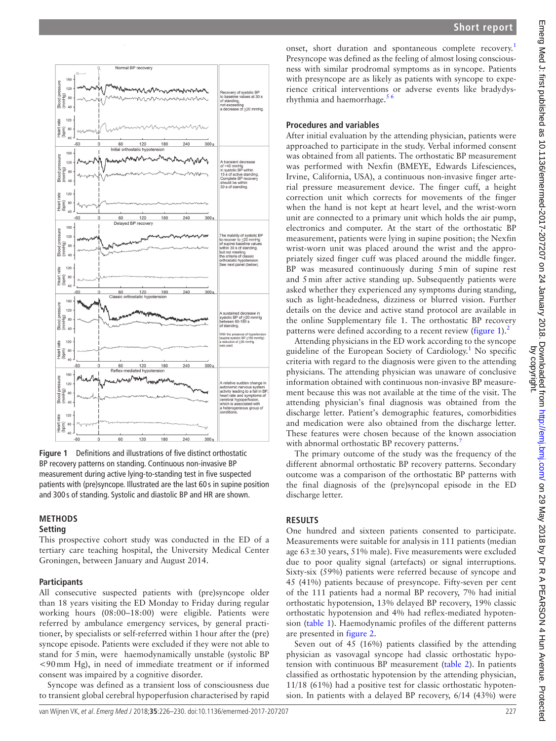Figure 1 Definitions and illustrations of five distinct orthostatic BP recovery patterns on standing. Continuous non-invasive BP measurement during active lying-to-standing test in five suspected patients with (pre)syncope. Illustrated are the last 60 s in supine position and 300 s of standing. Systolic and diastolic BP and HR are shown.

## METHODS

### Setting

This prospective cohort study was conducted in the ED of a tertiary care teaching hospital, the University Medical Center Groningen, between January and August 2014.

### Participants

All consecutive suspected patients with (pre)syncope older than 18 years visiting the ED Monday to Friday during regular working hours (08:00–18:00) were eligible. Patients were referred by ambulance emergency services, by general practitioner, by specialists or self-referred within 1 hour after the (pre) syncope episode. Patients were excluded if they were not able to stand for 5 min, were haemodynamically unstable (systolic BP <90 mm Hg), in need of immediate treatment or if informed consent was impaired by a cognitive disorder.

Syncope was defined as a transient loss of consciousness due to transient global cerebral hypoperfusion characterised by rapid onset, short duration and spontaneous complete recovery.[1] Presyncope was defined as the feeling of almost losing consciousness with similar prodromal symptoms as in syncope. Patients with presyncope are as likely as patients with syncope to experience critical interventions or adverse events like bradydysrhythmia and haemorrhage.[5 6]

### Procedures and variables

After initial evaluation by the attending physician, patients were approached to participate in the study. Verbal informed consent was obtained from all patients. The orthostatic BP measurement was performed with Nexfin (BMEYE, Edwards Lifesciences, Irvine, California, USA), a continuous non-invasive finger arterial pressure measurement device. The finger cuff, a height correction unit which corrects for movements of the finger when the hand is not kept at heart level, and the wrist-worn unit are connected to a primary unit which holds the air pump, electronics and computer. At the start of the orthostatic BP measurement, patients were lying in supine position; the Nexfin wrist-worn unit was placed around the wrist and the appropriately sized finger cuff was placed around the middle finger. BP was measured continuously during 5 min of supine rest and 5 min after active standing up. Subsequently patients were asked whether they experienced any symptoms during standing, such as light-headedness, dizziness or blurred vision. Further details on the device and active stand protocol are available in the online Supplementary file 1. The orthostatic BP recovery patterns were defined according to a recent review (figure 1).[2]

Attending physicians in the ED work according to the syncope guideline of the European Society of Cardiology.[1] No specific criteria with regard to the diagnosis were given to the attending physicians. The attending physician was unaware of conclusive information obtained with continuous non-invasive BP measurement because this was not available at the time of the visit. The attending physician's final diagnosis was obtained from the discharge letter. Patient's demographic features, comorbidities and medication were also obtained from the discharge letter. These features were chosen because of the known association with abnormal orthostatic BP recovery patterns.[7]

The primary outcome of the study was the frequency of the different abnormal orthostatic BP recovery patterns. Secondary outcome was a comparison of the orthostatic BP patterns with the final diagnosis of the (pre)syncopal episode in the ED discharge letter.

## RESULTS

One hundred and sixteen patients consented to participate. Measurements were suitable for analysis in 111 patients (median age 63±30 years, 51% male). Five measurements were excluded due to poor quality signal (artefacts) or signal interruptions. Sixty-six (59%) patients were referred because of syncope and 45 (41%) patients because of presyncope. Fifty-seven per cent of the 111 patients had a normal BP recovery, 7% had initial orthostatic hypotension, 13% delayed BP recovery, 19% classic orthostatic hypotension and 4% had reflex-mediated hypotension (table 1). Haemodynamic profiles of the different patterns are presented in figure 2.

Seven out of 45 (16%) patients classified by the attending physician as vasovagal syncope had classic orthostatic hypotension with continuous BP measurement (table 2). In patients classified as orthostatic hypotension by the attending physician, 11/18 (61%) had a positive test for classic orthostatic hypotension. In patients with a delayed BP recovery, 6/14 (43%) were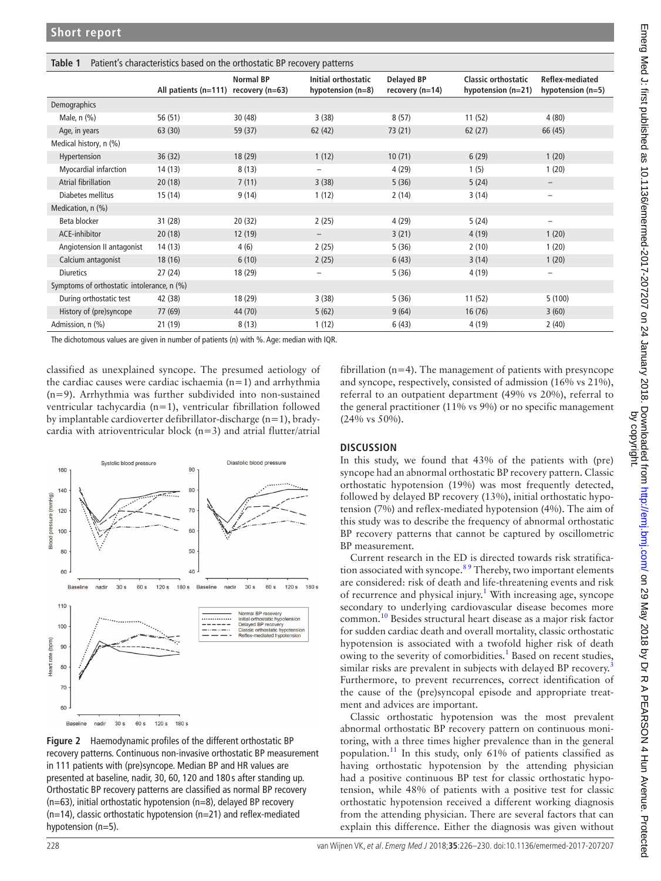**Table 1** Patient's characteristics based on the orthostatic BP recovery patterns

| | All patients (n=111) | Normal BP recovery (n=63) | Initial orthostatic hypotension (n=8) | Delayed BP recovery (n=14) | Classic orthostatic hypotension (n=21) | Reflex-mediated hypotension (n=5) |
|---|---|---|---|---|---|---|
| Demographics | | | | | | |
| Male, n (%) | 56 (51) | 30 (48) | 3 (38) | 8 (57) | 11 (52) | 4 (80) |
| Age, in years | 63 (30) | 59 (37) | 62 (42) | 73 (21) | 62 (27) | 66 (45) |
| Medical history, n (%) | | | | | | |
| Hypertension | 36 (32) | 18 (29) | 1 (12) | 10 (71) | 6 (29) | 1 (20) |
| Myocardial infarction | 14 (13) | 8 (13) | – | 4 (29) | 1 (5) | 1 (20) |
| Atrial fibrillation | 20 (18) | 7 (11) | 3 (38) | 5 (36) | 5 (24) | – |
| Diabetes mellitus | 15 (14) | 9 (14) | 1 (12) | 2 (14) | 3 (14) | – |
| Medication, n (%) | | | | | | |
| Beta blocker | 31 (28) | 20 (32) | 2 (25) | 4 (29) | 5 (24) | – |
| ACE-inhibitor | 20 (18) | 12 (19) | – | 3 (21) | 4 (19) | 1 (20) |
| Angiotension II antagonist | 14 (13) | 4 (6) | 2 (25) | 5 (36) | 2 (10) | 1 (20) |
| Calcium antagonist | 18 (16) | 6 (10) | 2 (25) | 6 (43) | 3 (14) | 1 (20) |
| Diuretics | 27 (24) | 18 (29) | – | 5 (36) | 4 (19) | – |
| Symptoms of orthostatic intolerance, n (%) | | | | | | |
| During orthostatic test | 42 (38) | 18 (29) | 3 (38) | 5 (36) | 11 (52) | 5 (100) |
| History of (pre)syncope | 77 (69) | 44 (70) | 5 (62) | 9 (64) | 16 (76) | 3 (60) |
| Admission, n (%) | 21 (19) | 8 (13) | 1 (12) | 6 (43) | 4 (19) | 2 (40) |

The dichotomous values are given in number of patients (n) with %. Age: median with IQR.

classified as unexplained syncope. The presumed aetiology of the cardiac causes were cardiac ischaemia (n=1) and arrhythmia (n=9). Arrhythmia was further subdivided into non-sustained ventricular tachycardia (n=1), ventricular fibrillation followed by implantable cardioverter defibrillator-discharge (n=1), bradycardia with atrioventricular block (n=3) and atrial flutter/atrial fibrillation (n=4). The management of patients with presyncope and syncope, respectively, consisted of admission (16% vs 21%), referral to an outpatient department (49% vs 20%), referral to the general practitioner (11% vs 9%) or no specific management (24% vs 50%).

**Figure 2** Haemodynamic profiles of the different orthostatic BP recovery patterns. Continuous non-invasive orthostatic BP measurement in 111 patients with (pre)syncope. Median BP and HR values are presented at baseline, nadir, 30, 60, 120 and 180 s after standing up. Orthostatic BP recovery patterns are classified as normal BP recovery (n=63), initial orthostatic hypotension (n=8), delayed BP recovery (n=14), classic orthostatic hypotension (n=21) and reflex-mediated hypotension (n=5).

## DISCUSSION

In this study, we found that 43% of the patients with (pre) syncope had an abnormal orthostatic BP recovery pattern. Classic orthostatic hypotension (19%) was most frequently detected, followed by delayed BP recovery (13%), initial orthostatic hypotension (7%) and reflex-mediated hypotension (4%). The aim of this study was to describe the frequency of abnormal orthostatic BP recovery patterns that cannot be captured by oscillometric BP measurement.

Current research in the ED is directed towards risk stratification associated with syncope.[8 9] Thereby, two important elements are considered: risk of death and life-threatening events and risk of recurrence and physical injury.[1] With increasing age, syncope secondary to underlying cardiovascular disease becomes more common.[10] Besides structural heart disease as a major risk factor for sudden cardiac death and overall mortality, classic orthostatic hypotension is associated with a twofold higher risk of death owing to the severity of comorbidities.[1] Based on recent studies, similar risks are prevalent in subjects with delayed BP recovery.[3] Furthermore, to prevent recurrences, correct identification of the cause of the (pre)syncopal episode and appropriate treatment and advices are important.

Classic orthostatic hypotension was the most prevalent abnormal orthostatic BP recovery pattern on continuous monitoring, with a three times higher prevalence than in the general population.[11] In this study, only 61% of patients classified as having orthostatic hypotension by the attending physician had a positive continuous BP test for classic orthostatic hypotension, while 48% of patients with a positive test for classic orthostatic hypotension received a different working diagnosis from the attending physician. There are several factors that can explain this difference. Either the diagnosis was given without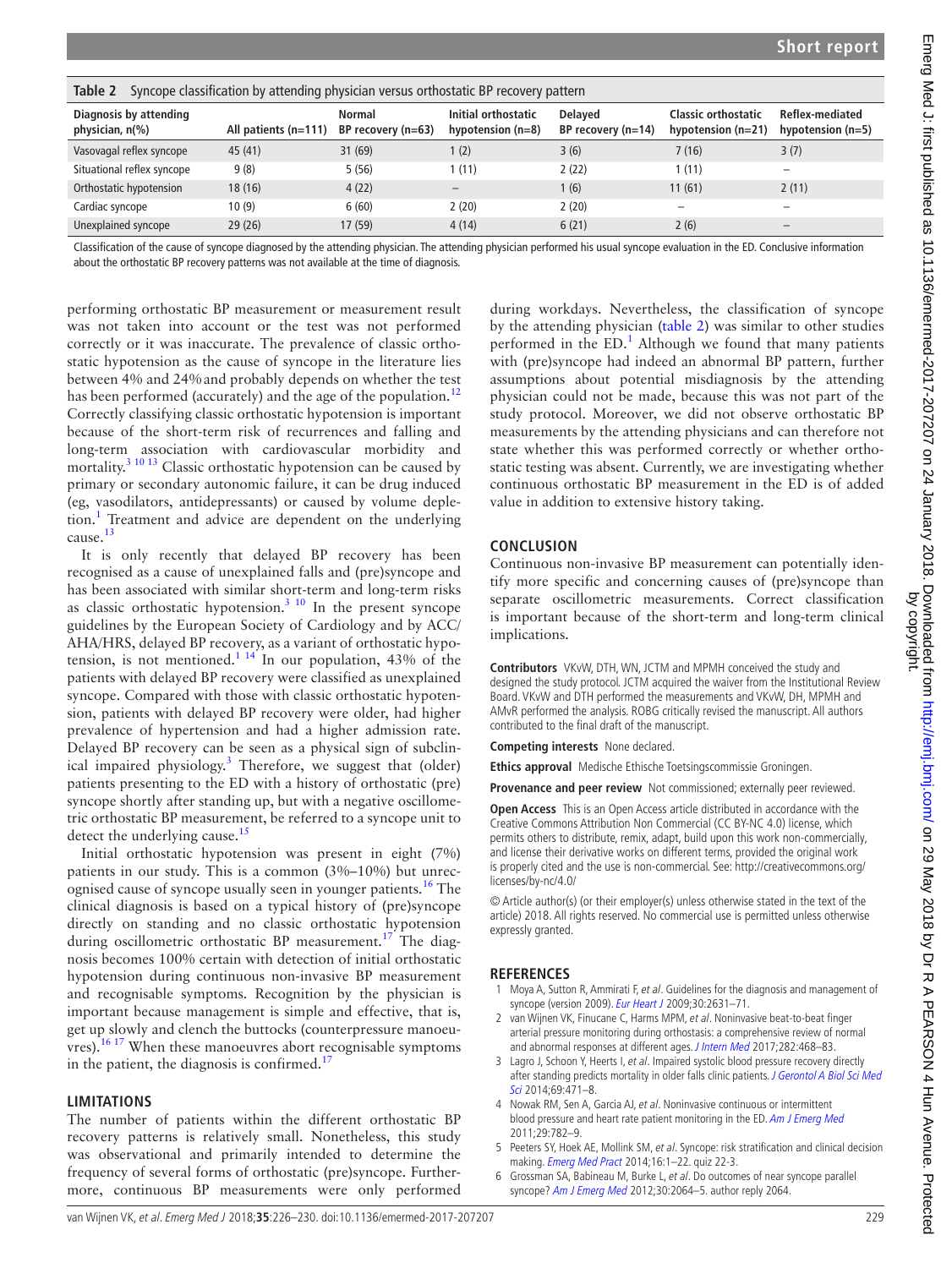**Table 2** Syncope classification by attending physician versus orthostatic BP recovery pattern

| Diagnosis by attending physician, n(%) | All patients (n=111) | Normal BP recovery (n=63) | Initial orthostatic hypotension (n=8) | Delayed BP recovery (n=14) | Classic orthostatic hypotension (n=21) | Reflex-mediated hypotension (n=5) |
|---|---|---|---|---|---|---|
| Vasovagal reflex syncope | 45 (41) | 31 (69) | 1 (2) | 3 (6) | 7 (16) | 3 (7) |
| Situational reflex syncope | 9 (8) | 5 (56) | 1 (11) | 2 (22) | 1 (11) | – |
| Orthostatic hypotension | 18 (16) | 4 (22) | – | 1 (6) | 11 (61) | 2 (11) |
| Cardiac syncope | 10 (9) | 6 (60) | 2 (20) | 2 (20) | – | – |
| Unexplained syncope | 29 (26) | 17 (59) | 4 (14) | 6 (21) | 2 (6) | – |

Classification of the cause of syncope diagnosed by the attending physician. The attending physician performed his usual syncope evaluation in the ED. Conclusive information about the orthostatic BP recovery patterns was not available at the time of diagnosis.

performing orthostatic BP measurement or measurement result was not taken into account or the test was not performed correctly or it was inaccurate. The prevalence of classic orthostatic hypotension as the cause of syncope in the literature lies between 4% and 24% and probably depends on whether the test has been performed (accurately) and the age of the population.[12] Correctly classifying classic orthostatic hypotension is important because of the short-term risk of recurrences and falling and long-term association with cardiovascular morbidity and mortality.[3 10 13] Classic orthostatic hypotension can be caused by primary or secondary autonomic failure, it can be drug induced (eg, vasodilators, antidepressants) or caused by volume depletion.[1] Treatment and advice are dependent on the underlying cause.[13]

It is only recently that delayed BP recovery has been recognised as a cause of unexplained falls and (pre)syncope and has been associated with similar short-term and long-term risks as classic orthostatic hypotension.[3 10] In the present syncope guidelines by the European Society of Cardiology and by ACC/AHA/HRS, delayed BP recovery, as a variant of orthostatic hypotension, is not mentioned.[1 14] In our population, 43% of the patients with delayed BP recovery were classified as unexplained syncope. Compared with those with classic orthostatic hypotension, patients with delayed BP recovery were older, had higher prevalence of hypertension and had a higher admission rate. Delayed BP recovery can be seen as a physical sign of subclinical impaired physiology.[3] Therefore, we suggest that (older) patients presenting to the ED with a history of orthostatic (pre) syncope shortly after standing up, but with a negative oscillometric orthostatic BP measurement, be referred to a syncope unit to detect the underlying cause.[15]

Initial orthostatic hypotension was present in eight (7%) patients in our study. This is a common (3%–10%) but unrecognised cause of syncope usually seen in younger patients.[16] The clinical diagnosis is based on a typical history of (pre)syncope directly on standing and no classic orthostatic hypotension during oscillometric orthostatic BP measurement.[17] The diagnosis becomes 100% certain with detection of initial orthostatic hypotension during continuous non-invasive BP measurement and recognisable symptoms. Recognition by the physician is important because management is simple and effective, that is, get up slowly and clench the buttocks (counterpressure manoeuvres).[16 17] When these manoeuvres abort recognisable symptoms in the patient, the diagnosis is confirmed.[17]

## LIMITATIONS

The number of patients within the different orthostatic BP recovery patterns is relatively small. Nonetheless, this study was observational and primarily intended to determine the frequency of several forms of orthostatic (pre)syncope. Furthermore, continuous BP measurements were only performed during workdays. Nevertheless, the classification of syncope by the attending physician (table 2) was similar to other studies performed in the ED.[1] Although we found that many patients with (pre)syncope had indeed an abnormal BP pattern, further assumptions about potential misdiagnosis by the attending physician could not be made, because this was not part of the study protocol. Moreover, we did not observe orthostatic BP measurements by the attending physicians and can therefore not state whether this was performed correctly or whether orthostatic testing was absent. Currently, we are investigating whether continuous orthostatic BP measurement in the ED is of added value in addition to extensive history taking.

## CONCLUSION

Continuous non-invasive BP measurement can potentially identify more specific and concerning causes of (pre)syncope than separate oscillometric measurements. Correct classification is important because of the short-term and long-term clinical implications.

**Contributors** VKvW, DTH, WN, JCTM and MPMH conceived the study and designed the study protocol. JCTM acquired the waiver from the Institutional Review Board. VKvW and DTH performed the measurements and VKvW, DH, MPMH and AMvR performed the analysis. ROBG critically revised the manuscript. All authors contributed to the final draft of the manuscript.

**Competing interests** None declared.

**Ethics approval** Medische Ethische Toetsingscommissie Groningen.

**Provenance and peer review** Not commissioned; externally peer reviewed.

**Open Access** This is an Open Access article distributed in accordance with the Creative Commons Attribution Non Commercial (CC BY-NC 4.0) license, which permits others to distribute, remix, adapt, build upon this work non-commercially, and license their derivative works on different terms, provided the original work is properly cited and the use is non-commercial. See: http://creativecommons.org/licenses/by-nc/4.0/

© Article author(s) (or their employer(s) unless otherwise stated in the text of the article) 2018. All rights reserved. No commercial use is permitted unless otherwise expressly granted.

## REFERENCES

1. Moya A, Sutton R, Ammirati F, *et al*. Guidelines for the diagnosis and management of syncope (version 2009). *Eur Heart J* 2009;30:2631–71.
2. van Wijnen VK, Finucane C, Harms MPM, *et al*. Noninvasive beat-to-beat finger arterial pressure monitoring during orthostasis: a comprehensive review of normal and abnormal responses at different ages. *J Intern Med* 2017;282:468–83.
3. Lagro J, Schoon Y, Heerts I, *et al*. Impaired systolic blood pressure recovery directly after standing predicts mortality in older falls clinic patients. *J Gerontol A Biol Sci Med Sci* 2014;69:471–8.
4. Nowak RM, Sen A, Garcia AJ, *et al*. Noninvasive continuous or intermittent blood pressure and heart rate patient monitoring in the ED. *Am J Emerg Med* 2011;29:782–9.
5. Peeters SY, Hoek AE, Mollink SM, *et al*. Syncope: risk stratification and clinical decision making. *Emerg Med Pract* 2014;16:1–22. quiz 22-3.
6. Grossman SA, Babineau M, Burke L, *et al*. Do outcomes of near syncope parallel syncope? *Am J Emerg Med* 2012;30:2064–5. author reply 2064.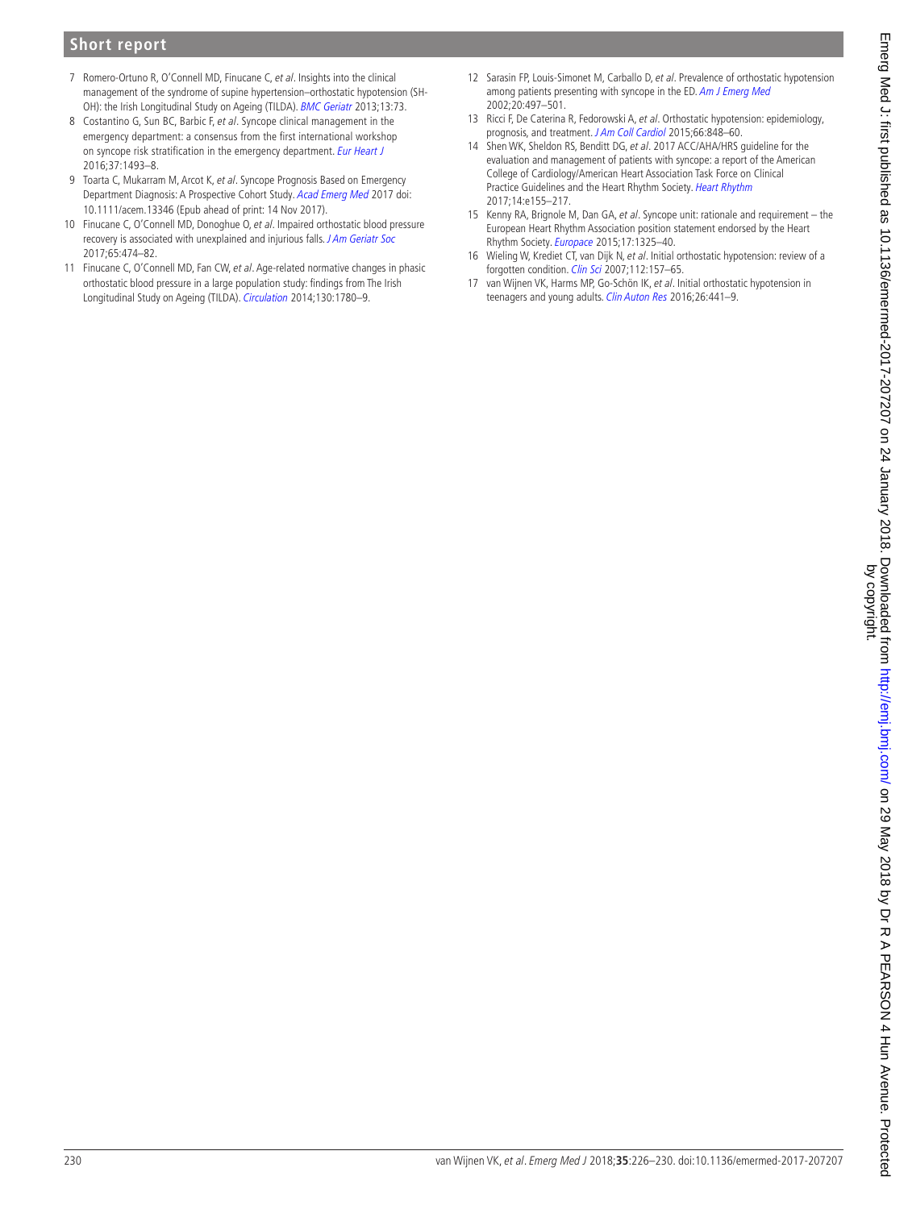7 Romero-Ortuno R, O'Connell MD, Finucane C, *et al*. Insights into the clinical management of the syndrome of supine hypertension–orthostatic hypotension (SH-OH): the Irish Longitudinal Study on Ageing (TILDA). *BMC Geriatr* 2013;13:73.

8 Costantino G, Sun BC, Barbic F, *et al*. Syncope clinical management in the emergency department: a consensus from the first international workshop on syncope risk stratification in the emergency department. *Eur Heart J* 2016;37:1493–8.

9 Toarta C, Mukarram M, Arcot K, *et al*. Syncope Prognosis Based on Emergency Department Diagnosis: A Prospective Cohort Study. *Acad Emerg Med* 2017 doi: 10.1111/acem.13346 (Epub ahead of print: 14 Nov 2017).

10 Finucane C, O'Connell MD, Donoghue O, *et al*. Impaired orthostatic blood pressure recovery is associated with unexplained and injurious falls. *J Am Geriatr Soc* 2017;65:474–82.

11 Finucane C, O'Connell MD, Fan CW, *et al*. Age-related normative changes in phasic orthostatic blood pressure in a large population study: findings from The Irish Longitudinal Study on Ageing (TILDA). *Circulation* 2014;130:1780–9.

12 Sarasin FP, Louis-Simonet M, Carballo D, *et al*. Prevalence of orthostatic hypotension among patients presenting with syncope in the ED. *Am J Emerg Med* 2002;20:497–501.

13 Ricci F, De Caterina R, Fedorowski A, *et al*. Orthostatic hypotension: epidemiology, prognosis, and treatment. *J Am Coll Cardiol* 2015;66:848–60.

14 Shen WK, Sheldon RS, Benditt DG, *et al*. 2017 ACC/AHA/HRS guideline for the evaluation and management of patients with syncope: a report of the American College of Cardiology/American Heart Association Task Force on Clinical Practice Guidelines and the Heart Rhythm Society. *Heart Rhythm* 2017;14:e155–217.

15 Kenny RA, Brignole M, Dan GA, *et al*. Syncope unit: rationale and requirement – the European Heart Rhythm Association position statement endorsed by the Heart Rhythm Society. *Europace* 2015;17:1325–40.

16 Wieling W, Krediet CT, van Dijk N, *et al*. Initial orthostatic hypotension: review of a forgotten condition. *Clin Sci* 2007;112:157–65.

17 van Wijnen VK, Harms MP, Go-Schön IK, *et al*. Initial orthostatic hypotension in teenagers and young adults. *Clin Auton Res* 2016;26:441–9.